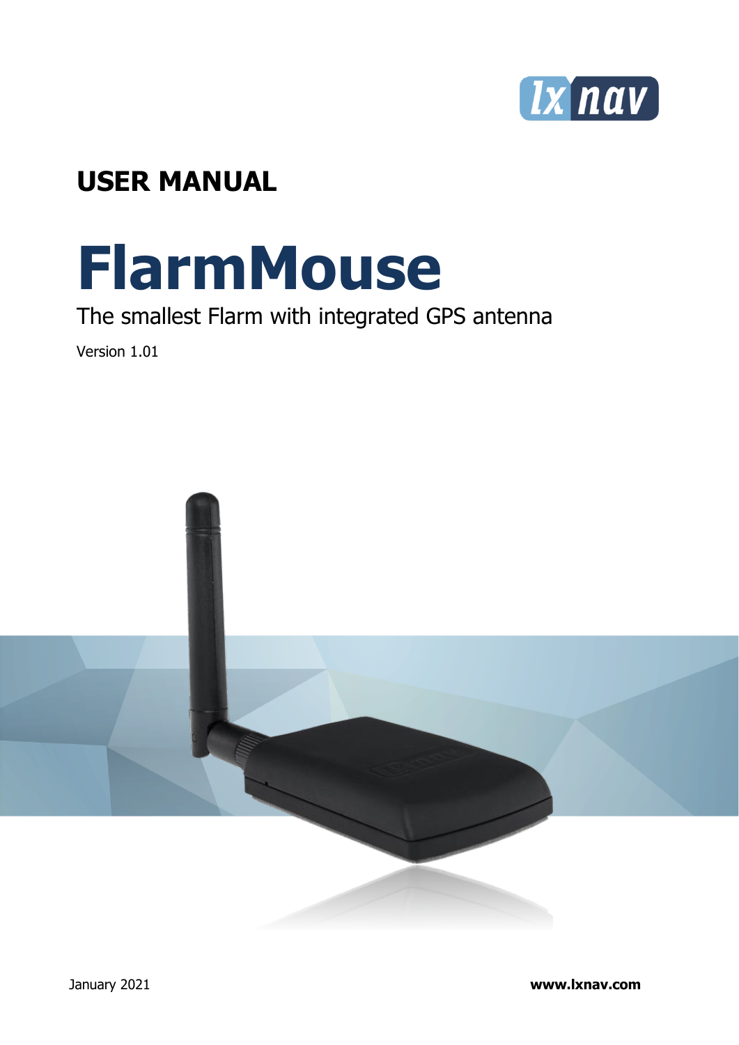# USER MANUAL

# FlarmMouse

The smallest Flarm with integrated GPS antenna

Version 1.01

January 2021

**www.lxnav.com**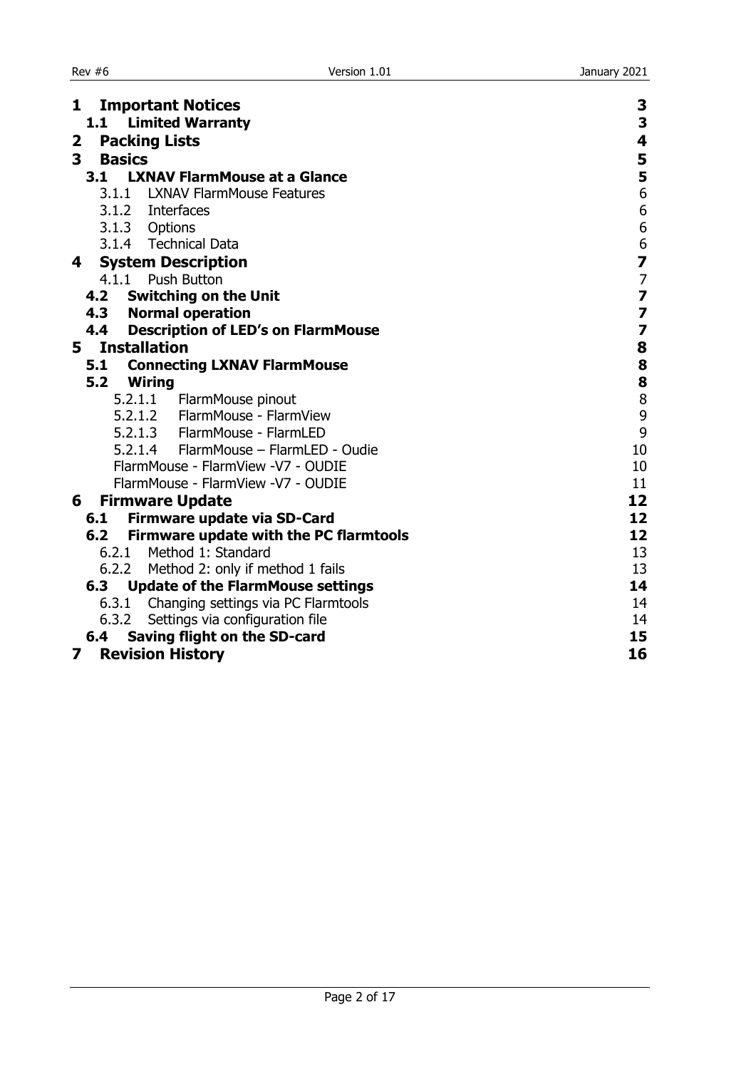- **1 Important Notices** 3
  - **1.1 Limited Warranty** 3
- **2 Packing Lists** 4
- **3 Basics** 5
  - **3.1 LXNAV FlarmMouse at a Glance** 5
    - 3.1.1 LXNAV FlarmMouse Features 6
    - 3.1.2 Interfaces 6
    - 3.1.3 Options 6
    - 3.1.4 Technical Data 6
- **4 System Description** 7
  - 4.1.1 Push Button 7
  - **4.2 Switching on the Unit** 7
  - **4.3 Normal operation** 7
  - **4.4 Description of LED's on FlarmMouse** 7
- **5 Installation** 8
  - **5.1 Connecting LXNAV FlarmMouse** 8
  - **5.2 Wiring** 8
    - 5.2.1.1 FlarmMouse pinout 8
    - 5.2.1.2 FlarmMouse - FlarmView 9
    - 5.2.1.3 FlarmMouse - FlarmLED 9
    - 5.2.1.4 FlarmMouse – FlarmLED - Oudie 10
    - FlarmMouse - FlarmView -V7 - OUDIE 10
    - FlarmMouse - FlarmView -V7 - OUDIE 11
- **6 Firmware Update** 12
  - **6.1 Firmware update via SD-Card** 12
  - **6.2 Firmware update with the PC flarmtools** 12
    - 6.2.1 Method 1: Standard 13
    - 6.2.2 Method 2: only if method 1 fails 13
  - **6.3 Update of the FlarmMouse settings** 14
    - 6.3.1 Changing settings via PC Flarmtools 14
    - 6.3.2 Settings via configuration file 14
  - **6.4 Saving flight on the SD-card** 15
- **7 Revision History** 16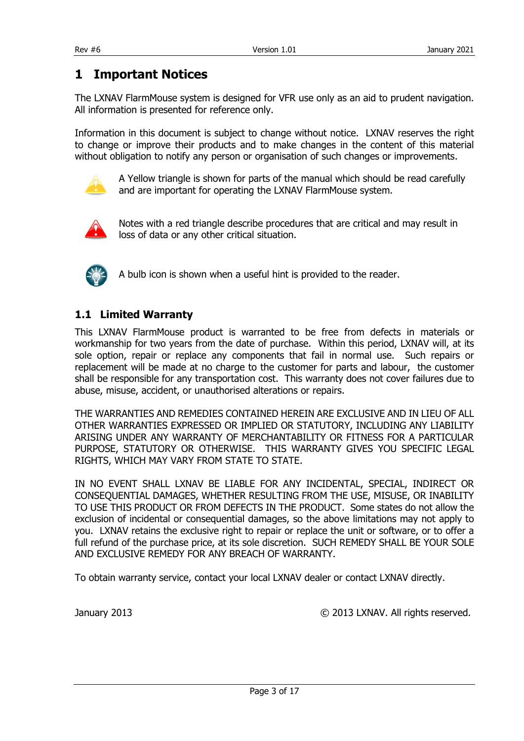# 1 Important Notices

The LXNAV FlarmMouse system is designed for VFR use only as an aid to prudent navigation. All information is presented for reference only.

Information in this document is subject to change without notice. LXNAV reserves the right to change or improve their products and to make changes in the content of this material without obligation to notify any person or organisation of such changes or improvements.

A Yellow triangle is shown for parts of the manual which should be read carefully and are important for operating the LXNAV FlarmMouse system.

Notes with a red triangle describe procedures that are critical and may result in loss of data or any other critical situation.

A bulb icon is shown when a useful hint is provided to the reader.

## 1.1 Limited Warranty

This LXNAV FlarmMouse product is warranted to be free from defects in materials or workmanship for two years from the date of purchase. Within this period, LXNAV will, at its sole option, repair or replace any components that fail in normal use. Such repairs or replacement will be made at no charge to the customer for parts and labour, the customer shall be responsible for any transportation cost. This warranty does not cover failures due to abuse, misuse, accident, or unauthorised alterations or repairs.

THE WARRANTIES AND REMEDIES CONTAINED HEREIN ARE EXCLUSIVE AND IN LIEU OF ALL OTHER WARRANTIES EXPRESSED OR IMPLIED OR STATUTORY, INCLUDING ANY LIABILITY ARISING UNDER ANY WARRANTY OF MERCHANTABILITY OR FITNESS FOR A PARTICULAR PURPOSE, STATUTORY OR OTHERWISE. THIS WARRANTY GIVES YOU SPECIFIC LEGAL RIGHTS, WHICH MAY VARY FROM STATE TO STATE.

IN NO EVENT SHALL LXNAV BE LIABLE FOR ANY INCIDENTAL, SPECIAL, INDIRECT OR CONSEQUENTIAL DAMAGES, WHETHER RESULTING FROM THE USE, MISUSE, OR INABILITY TO USE THIS PRODUCT OR FROM DEFECTS IN THE PRODUCT. Some states do not allow the exclusion of incidental or consequential damages, so the above limitations may not apply to you. LXNAV retains the exclusive right to repair or replace the unit or software, or to offer a full refund of the purchase price, at its sole discretion. SUCH REMEDY SHALL BE YOUR SOLE AND EXCLUSIVE REMEDY FOR ANY BREACH OF WARRANTY.

To obtain warranty service, contact your local LXNAV dealer or contact LXNAV directly.

January 2013 © 2013 LXNAV. All rights reserved.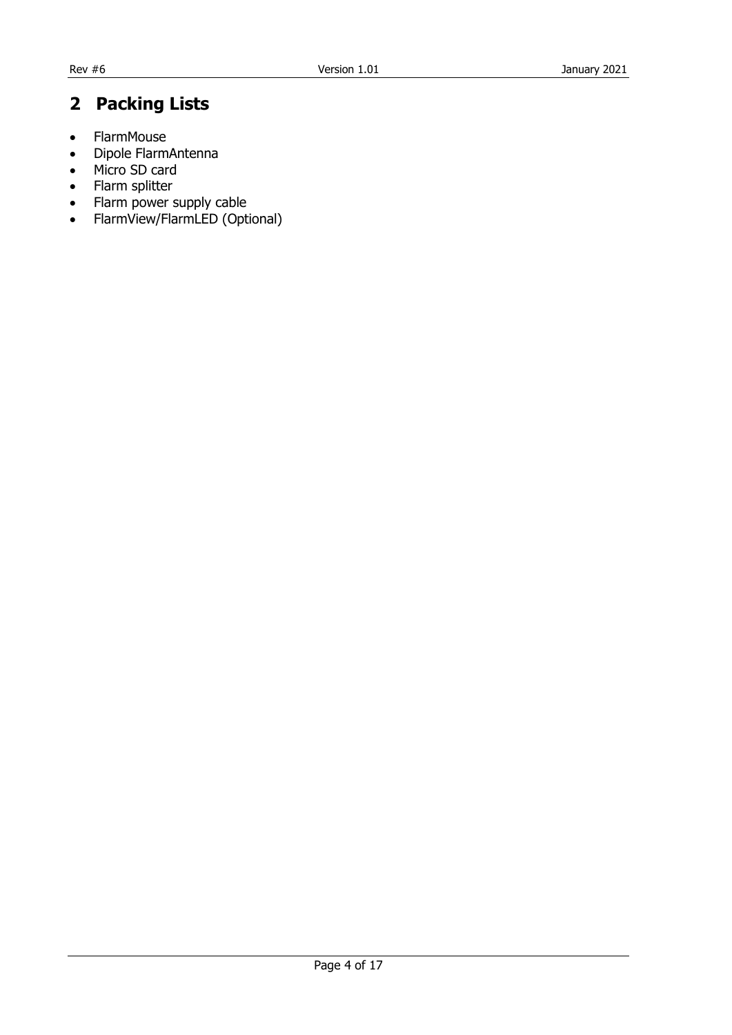## 2 Packing Lists

- FlarmMouse
- Dipole FlarmAntenna
- Micro SD card
- Flarm splitter
- Flarm power supply cable
- FlarmView/FlarmLED (Optional)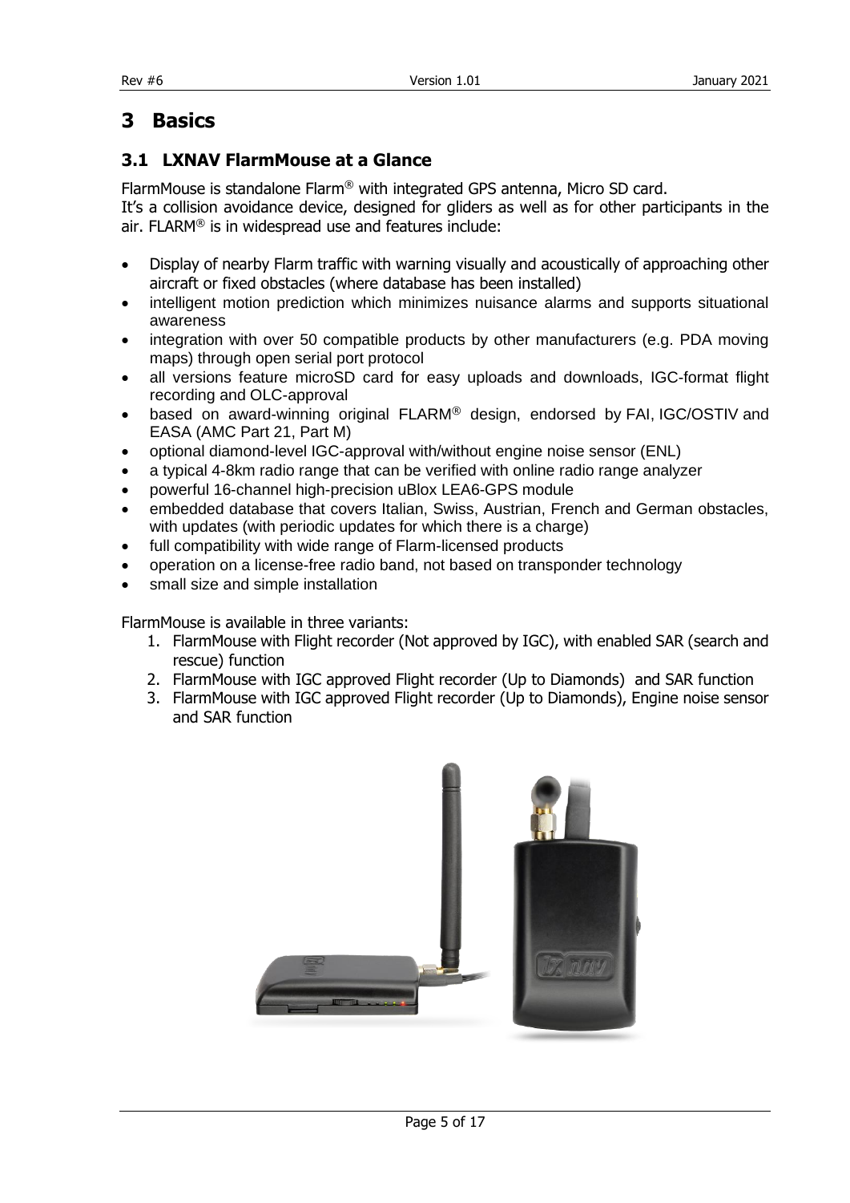# 3 Basics

## 3.1 LXNAV FlarmMouse at a Glance

FlarmMouse is standalone Flarm® with integrated GPS antenna, Micro SD card.
It's a collision avoidance device, designed for gliders as well as for other participants in the air. FLARM® is in widespread use and features include:

- Display of nearby Flarm traffic with warning visually and acoustically of approaching other aircraft or fixed obstacles (where database has been installed)
- intelligent motion prediction which minimizes nuisance alarms and supports situational awareness
- integration with over 50 compatible products by other manufacturers (e.g. PDA moving maps) through open serial port protocol
- all versions feature microSD card for easy uploads and downloads, IGC-format flight recording and OLC-approval
- based on award-winning original FLARM® design, endorsed by FAI, IGC/OSTIV and EASA (AMC Part 21, Part M)
- optional diamond-level IGC-approval with/without engine noise sensor (ENL)
- a typical 4-8km radio range that can be verified with online radio range analyzer
- powerful 16-channel high-precision uBlox LEA6-GPS module
- embedded database that covers Italian, Swiss, Austrian, French and German obstacles, with updates (with periodic updates for which there is a charge)
- full compatibility with wide range of Flarm-licensed products
- operation on a license-free radio band, not based on transponder technology
- small size and simple installation

FlarmMouse is available in three variants:

1. FlarmMouse with Flight recorder (Not approved by IGC), with enabled SAR (search and rescue) function
2. FlarmMouse with IGC approved Flight recorder (Up to Diamonds) and SAR function
3. FlarmMouse with IGC approved Flight recorder (Up to Diamonds), Engine noise sensor and SAR function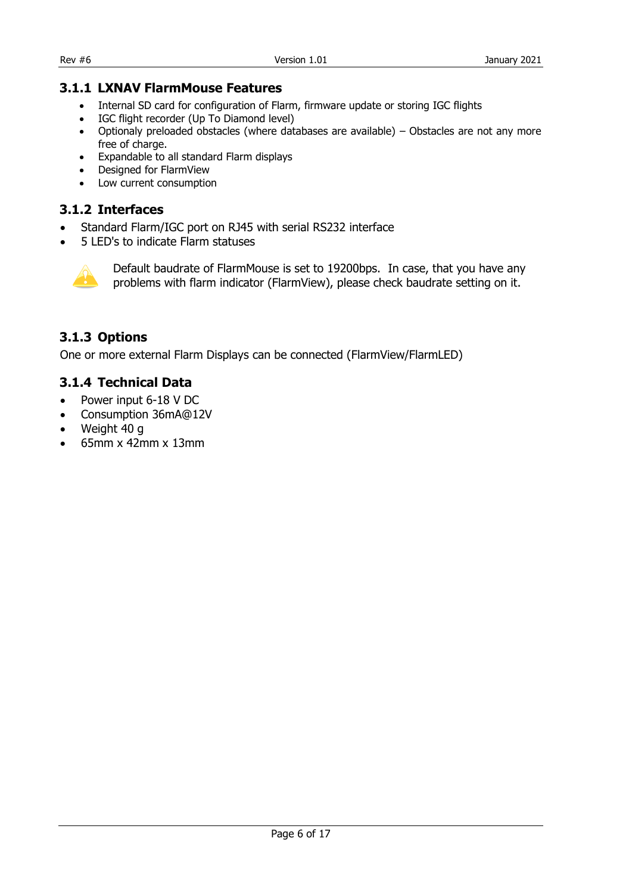### 3.1.1 LXNAV FlarmMouse Features

- Internal SD card for configuration of Flarm, firmware update or storing IGC flights
- IGC flight recorder (Up To Diamond level)
- Optionaly preloaded obstacles (where databases are available) – Obstacles are not any more free of charge.
- Expandable to all standard Flarm displays
- Designed for FlarmView
- Low current consumption

### 3.1.2 Interfaces

- Standard Flarm/IGC port on RJ45 with serial RS232 interface
- 5 LED's to indicate Flarm statuses

Default baudrate of FlarmMouse is set to 19200bps. In case, that you have any problems with flarm indicator (FlarmView), please check baudrate setting on it.

### 3.1.3 Options

One or more external Flarm Displays can be connected (FlarmView/FlarmLED)

### 3.1.4 Technical Data

- Power input 6-18 V DC
- Consumption 36mA@12V
- Weight 40 g
- 65mm x 42mm x 13mm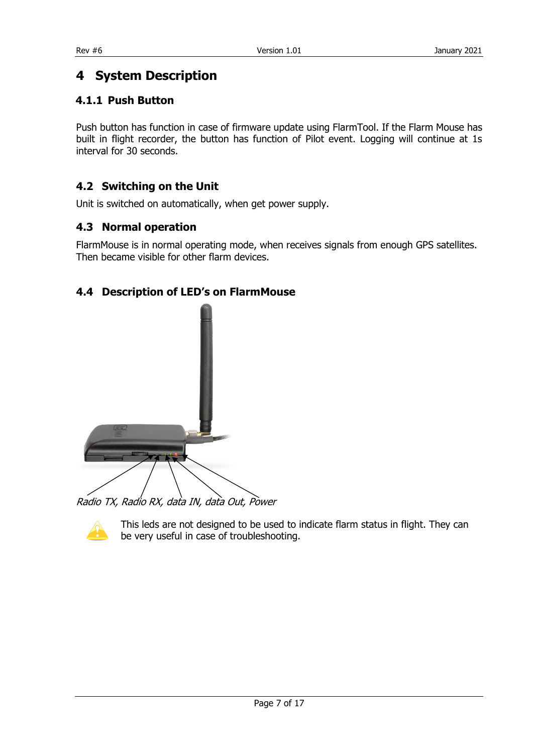# 4 System Description

### 4.1.1 Push Button

Push button has function in case of firmware update using FlarmTool. If the Flarm Mouse has built in flight recorder, the button has function of Pilot event. Logging will continue at 1s interval for 30 seconds.

## 4.2 Switching on the Unit

Unit is switched on automatically, when get power supply.

## 4.3 Normal operation

FlarmMouse is in normal operating mode, when receives signals from enough GPS satellites. Then became visible for other flarm devices.

## 4.4 Description of LED's on FlarmMouse

*Radio TX, Radio RX, data IN, data Out, Power*

This leds are not designed to be used to indicate flarm status in flight. They can be very useful in case of troubleshooting.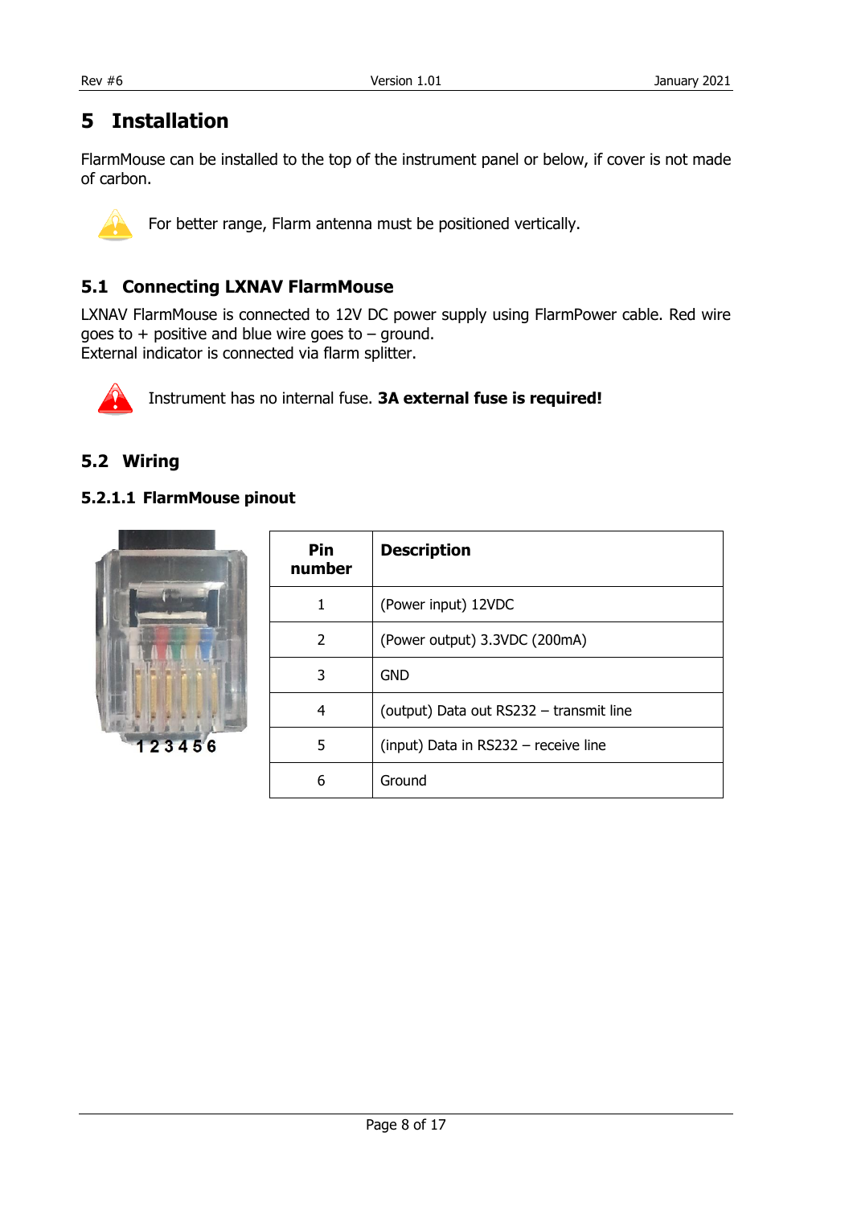# 5 Installation

FlarmMouse can be installed to the top of the instrument panel or below, if cover is not made of carbon.

For better range, Flarm antenna must be positioned vertically.

## 5.1 Connecting LXNAV FlarmMouse

LXNAV FlarmMouse is connected to 12V DC power supply using FlarmPower cable. Red wire goes to + positive and blue wire goes to – ground.
External indicator is connected via flarm splitter.

Instrument has no internal fuse. **3A external fuse is required!**

## 5.2 Wiring

#### 5.2.1.1 FlarmMouse pinout

1 2 3 4 5 6

| Pin number | Description |
|---|---|
| 1 | (Power input) 12VDC |
| 2 | (Power output) 3.3VDC (200mA) |
| 3 | GND |
| 4 | (output) Data out RS232 – transmit line |
| 5 | (input) Data in RS232 – receive line |
| 6 | Ground |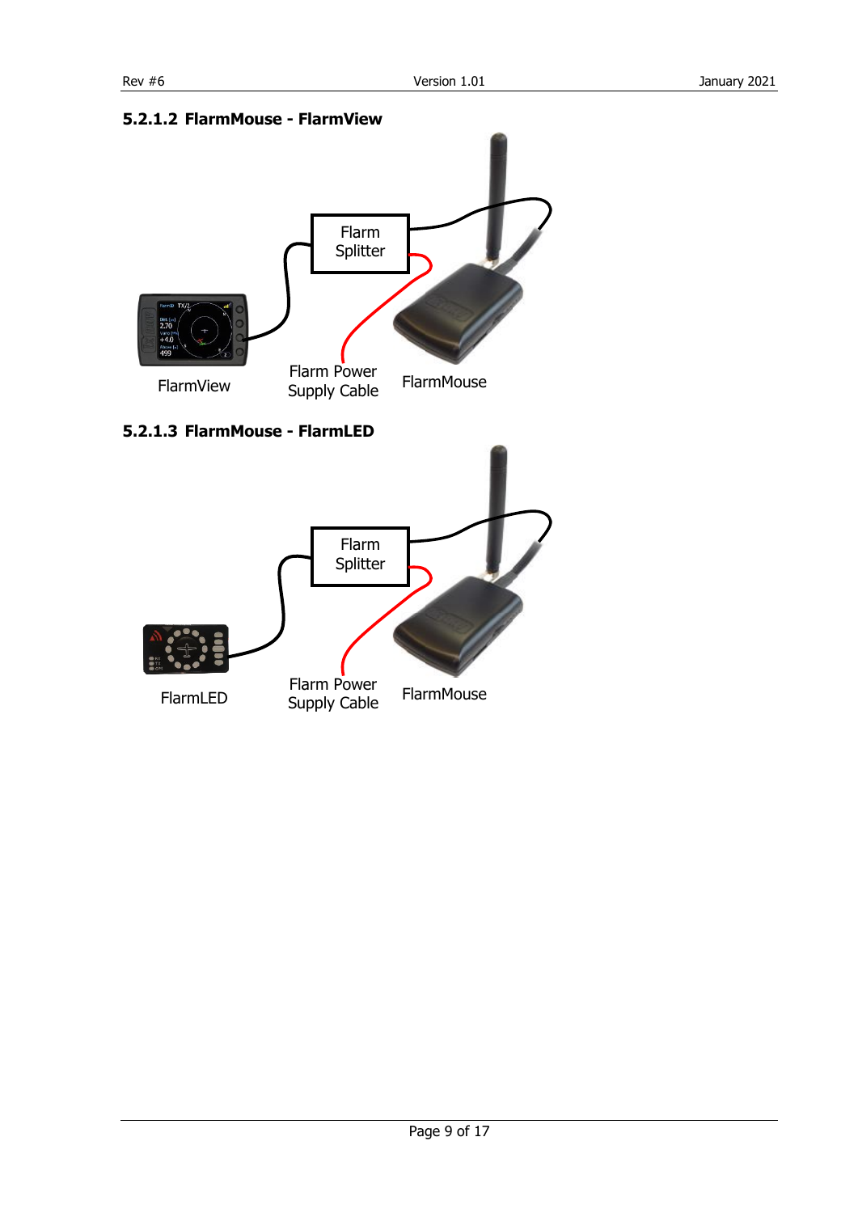#### 5.2.1.2 FlarmMouse - FlarmView

Flarm Splitter

FlarmView

Flarm Power Supply Cable

FlarmMouse

#### 5.2.1.3 FlarmMouse - FlarmLED

Flarm Splitter

FlarmLED

Flarm Power Supply Cable

FlarmMouse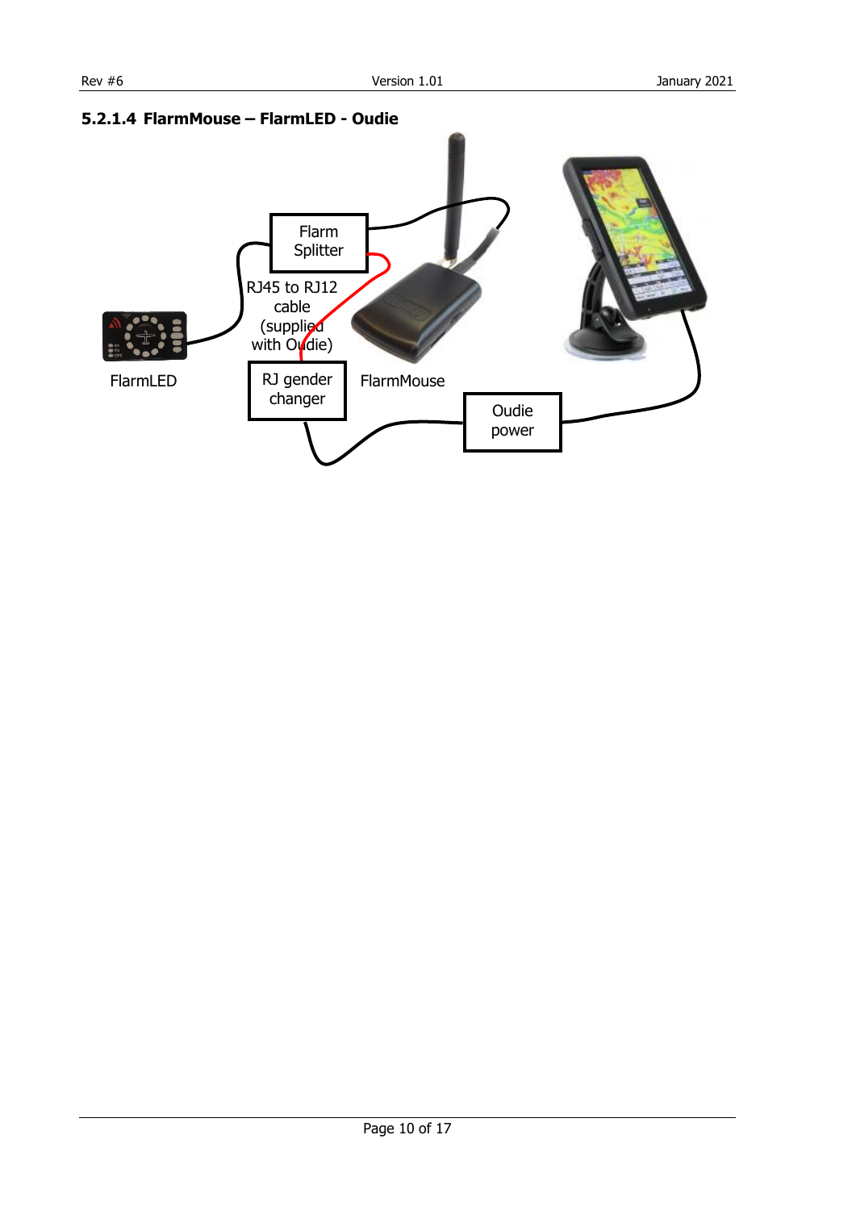### 5.2.1.4 FlarmMouse – FlarmLED - Oudie

Flarm Splitter

RJ45 to RJ12 cable (supplied with Oudie)

FlarmLED

RJ gender changer

FlarmMouse

Oudie power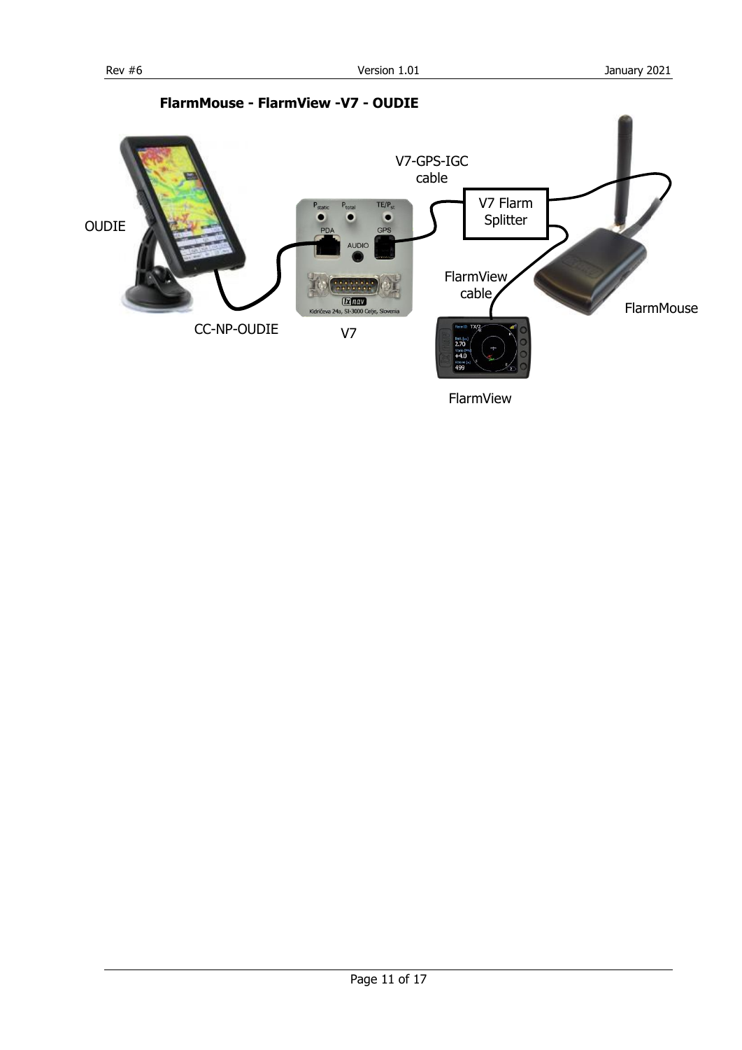**FlarmMouse - FlarmView -V7 - OUDIE**

OUDIE

V7-GPS-IGC cable

V7 Flarm Splitter

FlarmView cable

FlarmMouse

CC-NP-OUDIE

V7

FlarmView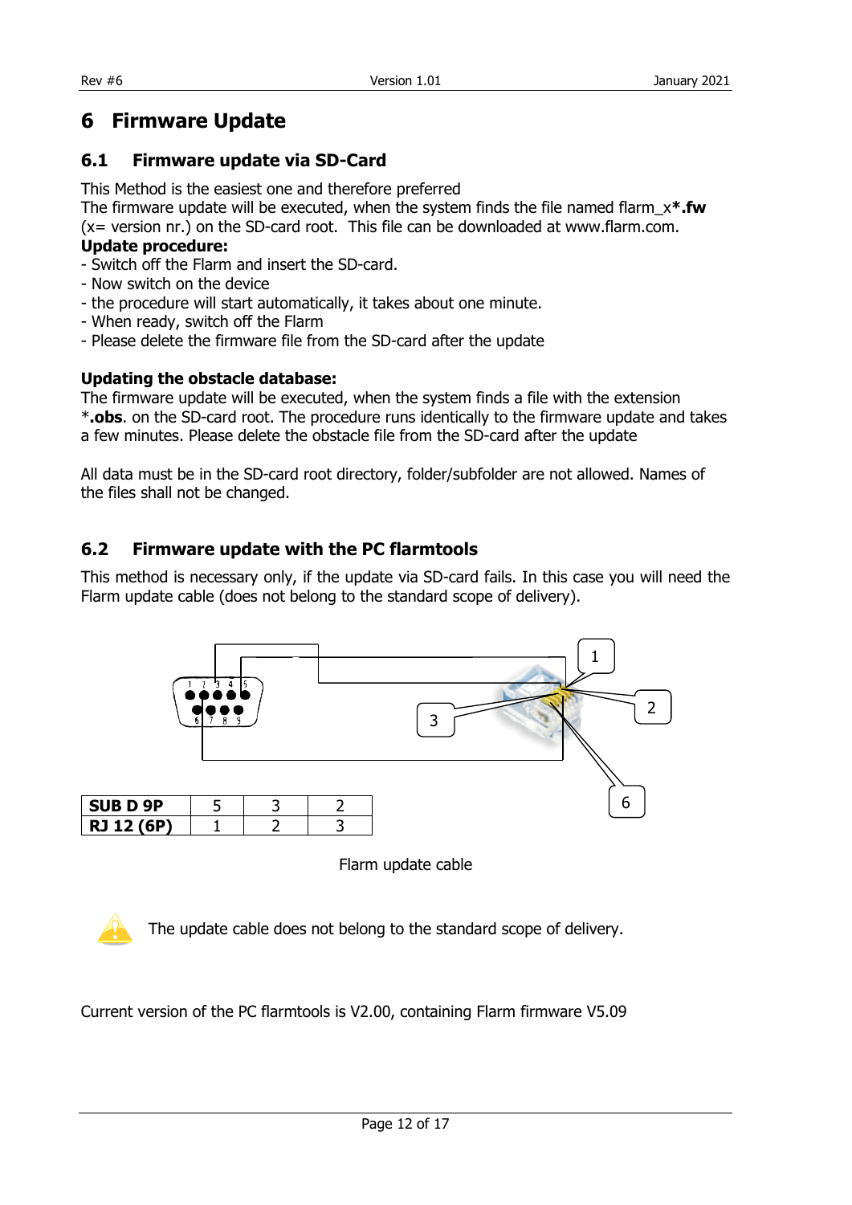# 6 Firmware Update

## 6.1 Firmware update via SD-Card

This Method is the easiest one and therefore preferred
The firmware update will be executed, when the system finds the file named flarm_x**\*.fw** (x= version nr.) on the SD-card root. This file can be downloaded at www.flarm.com.

**Update procedure:**

- Switch off the Flarm and insert the SD-card.
- Now switch on the device
- the procedure will start automatically, it takes about one minute.
- When ready, switch off the Flarm
- Please delete the firmware file from the SD-card after the update

**Updating the obstacle database:**

The firmware update will be executed, when the system finds a file with the extension \***.obs**. on the SD-card root. The procedure runs identically to the firmware update and takes a few minutes. Please delete the obstacle file from the SD-card after the update

All data must be in the SD-card root directory, folder/subfolder are not allowed. Names of the files shall not be changed.

## 6.2 Firmware update with the PC flarmtools

This method is necessary only, if the update via SD-card fails. In this case you will need the Flarm update cable (does not belong to the standard scope of delivery).

| **SUB D 9P** | 5 | 3 | 2 |
|---|---|---|---|
| **RJ 12 (6P)** | 1 | 2 | 3 |

Flarm update cable

The update cable does not belong to the standard scope of delivery.

Current version of the PC flarmtools is V2.00, containing Flarm firmware V5.09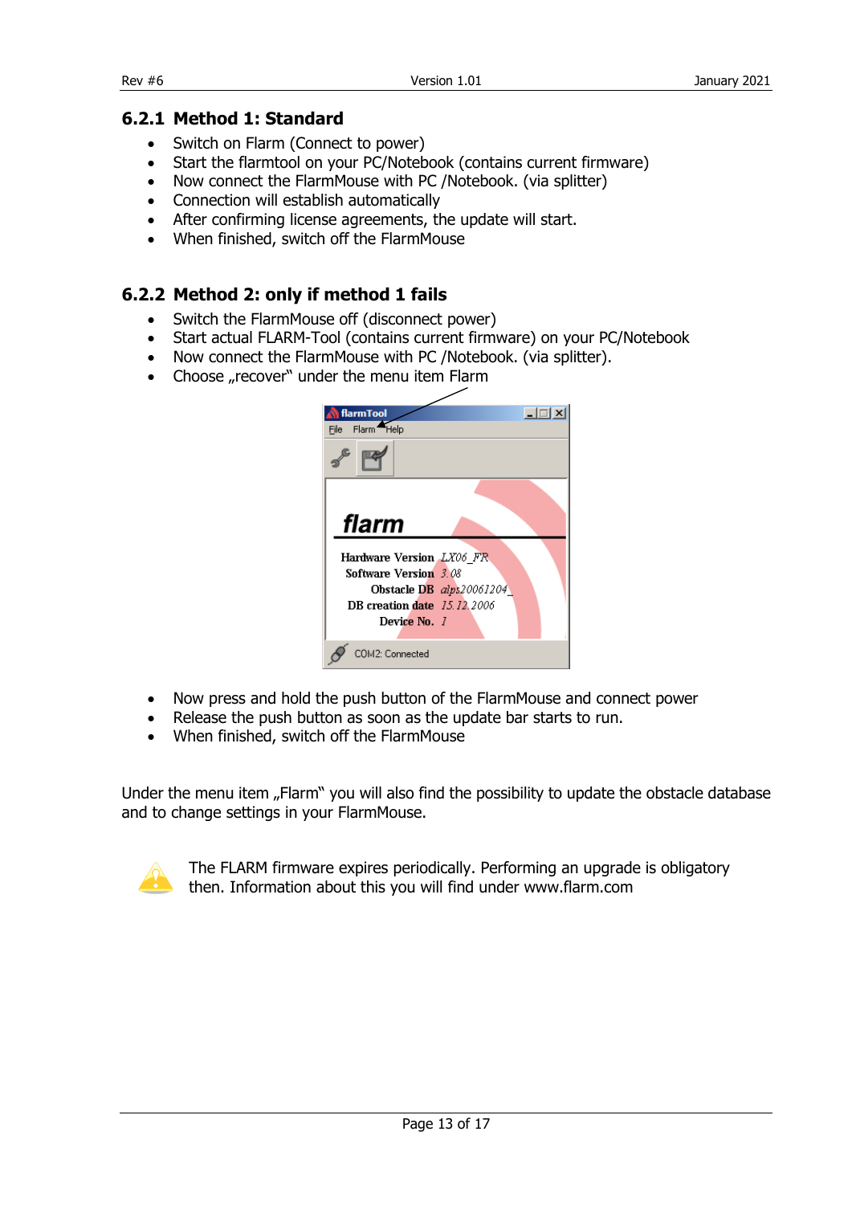### 6.2.1 Method 1: Standard

- Switch on Flarm (Connect to power)
- Start the flarmtool on your PC/Notebook (contains current firmware)
- Now connect the FlarmMouse with PC /Notebook. (via splitter)
- Connection will establish automatically
- After confirming license agreements, the update will start.
- When finished, switch off the FlarmMouse

### 6.2.2 Method 2: only if method 1 fails

- Switch the FlarmMouse off (disconnect power)
- Start actual FLARM-Tool (contains current firmware) on your PC/Notebook
- Now connect the FlarmMouse with PC /Notebook. (via splitter).
- Choose „recover" under the menu item Flarm

- Now press and hold the push button of the FlarmMouse and connect power
- Release the push button as soon as the update bar starts to run.
- When finished, switch off the FlarmMouse

Under the menu item „Flarm" you will also find the possibility to update the obstacle database and to change settings in your FlarmMouse.

The FLARM firmware expires periodically. Performing an upgrade is obligatory then. Information about this you will find under www.flarm.com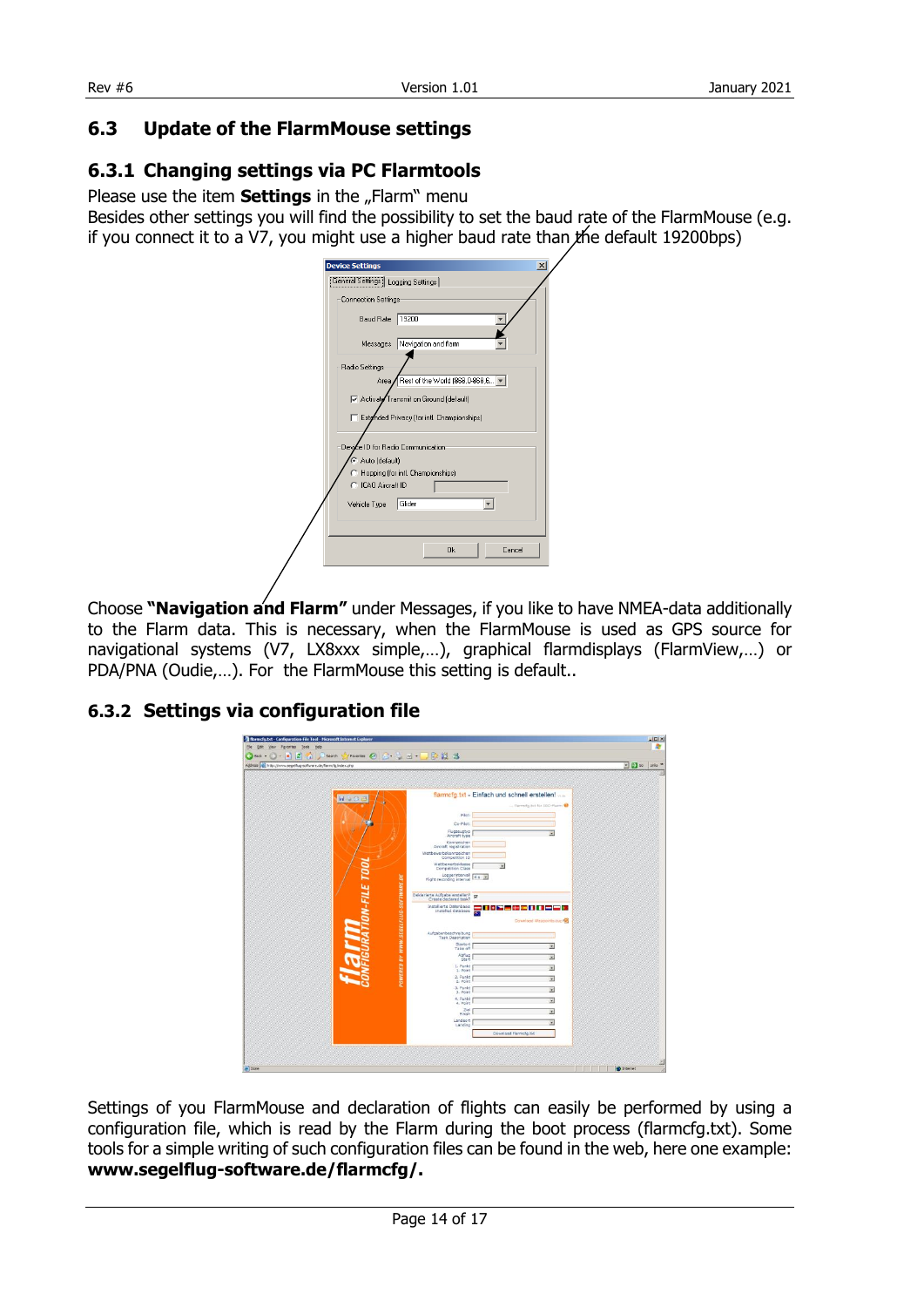## 6.3 Update of the FlarmMouse settings

### 6.3.1 Changing settings via PC Flarmtools

Please use the item **Settings** in the „Flarm" menu

Besides other settings you will find the possibility to set the baud rate of the FlarmMouse (e.g. if you connect it to a V7, you might use a higher baud rate than the default 19200bps)

Choose **"Navigation and Flarm"** under Messages, if you like to have NMEA-data additionally to the Flarm data. This is necessary, when the FlarmMouse is used as GPS source for navigational systems (V7, LX8xxx simple,…), graphical flarmdisplays (FlarmView,…) or PDA/PNA (Oudie,…). For the FlarmMouse this setting is default..

### 6.3.2 Settings via configuration file

Settings of you FlarmMouse and declaration of flights can easily be performed by using a configuration file, which is read by the Flarm during the boot process (flarmcfg.txt). Some tools for a simple writing of such configuration files can be found in the web, here one example: **www.segelflug-software.de/flarmcfg/.**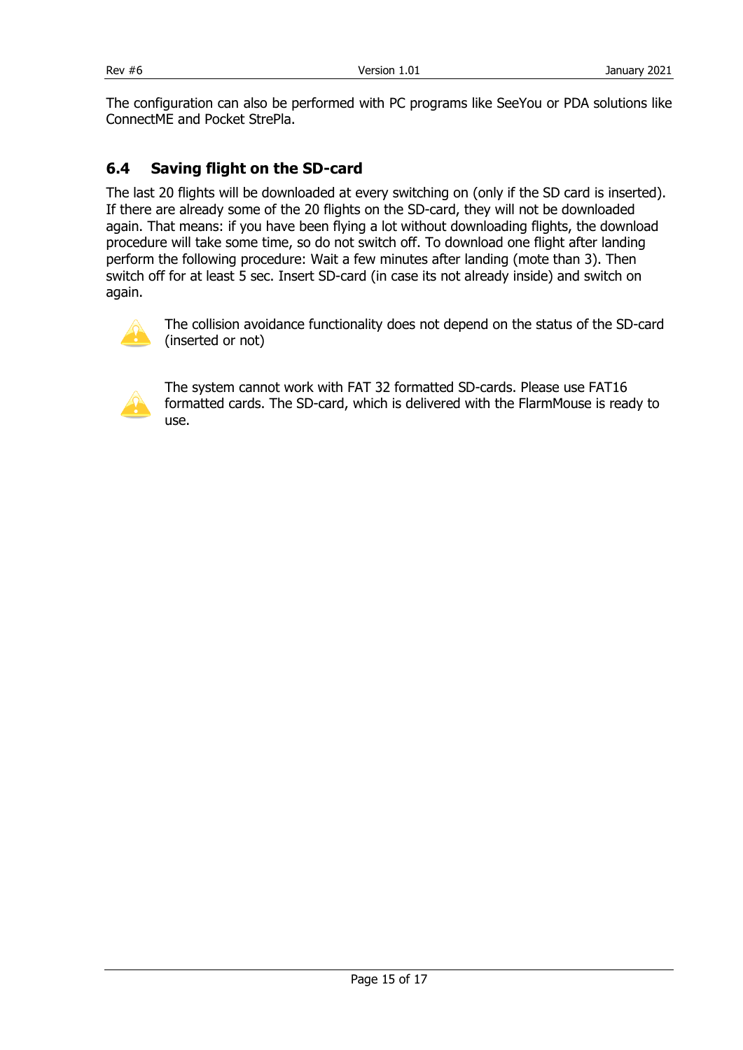The configuration can also be performed with PC programs like SeeYou or PDA solutions like ConnectME and Pocket StrePla.

## 6.4 Saving flight on the SD-card

The last 20 flights will be downloaded at every switching on (only if the SD card is inserted). If there are already some of the 20 flights on the SD-card, they will not be downloaded again. That means: if you have been flying a lot without downloading flights, the download procedure will take some time, so do not switch off. To download one flight after landing perform the following procedure: Wait a few minutes after landing (mote than 3). Then switch off for at least 5 sec. Insert SD-card (in case its not already inside) and switch on again.

The collision avoidance functionality does not depend on the status of the SD-card (inserted or not)

The system cannot work with FAT 32 formatted SD-cards. Please use FAT16 formatted cards. The SD-card, which is delivered with the FlarmMouse is ready to use.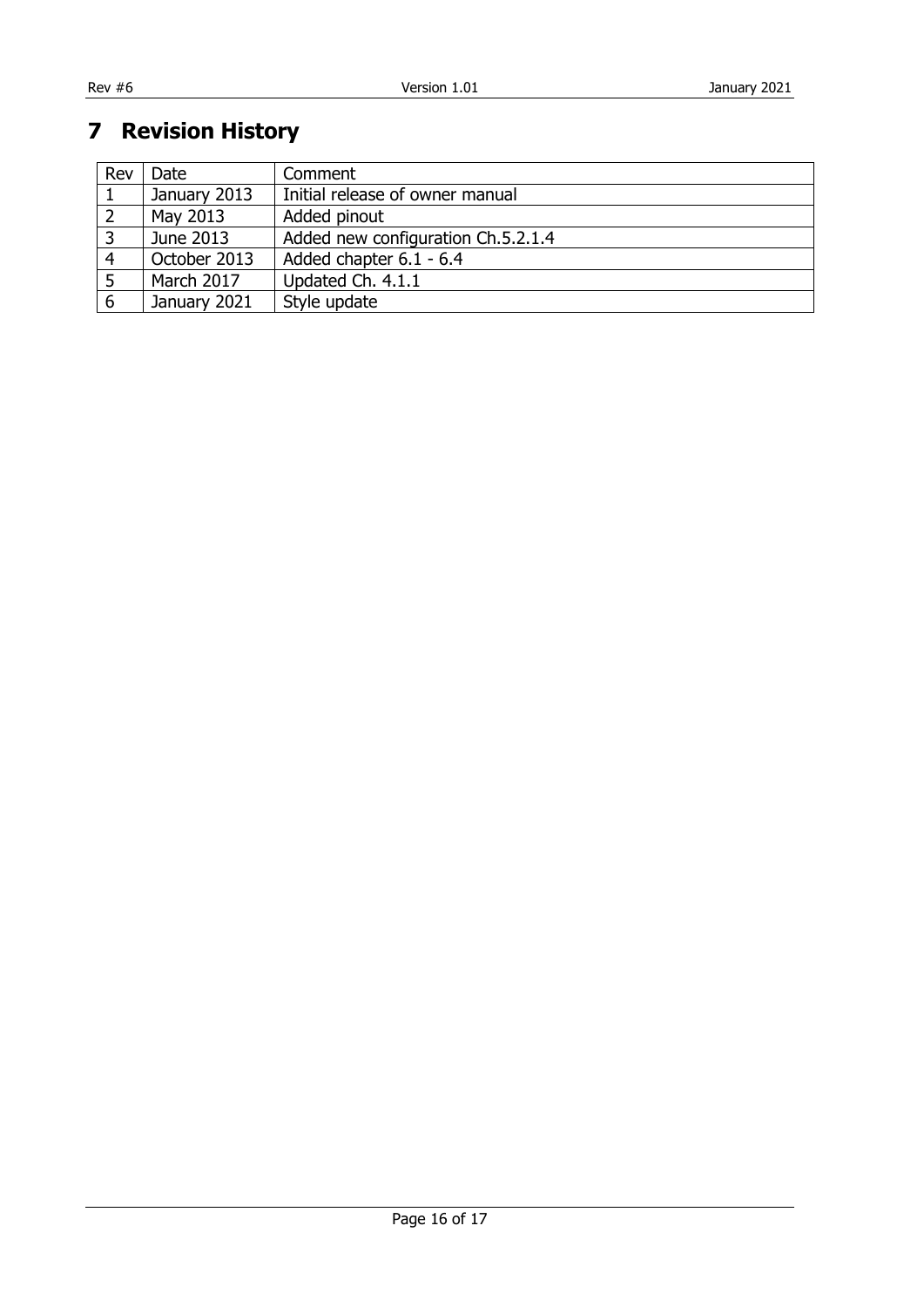# 7 Revision History

| Rev | Date | Comment |
|---|---|---|
| 1 | January 2013 | Initial release of owner manual |
| 2 | May 2013 | Added pinout |
| 3 | June 2013 | Added new configuration Ch.5.2.1.4 |
| 4 | October 2013 | Added chapter 6.1 - 6.4 |
| 5 | March 2017 | Updated Ch. 4.1.1 |
| 6 | January 2021 | Style update |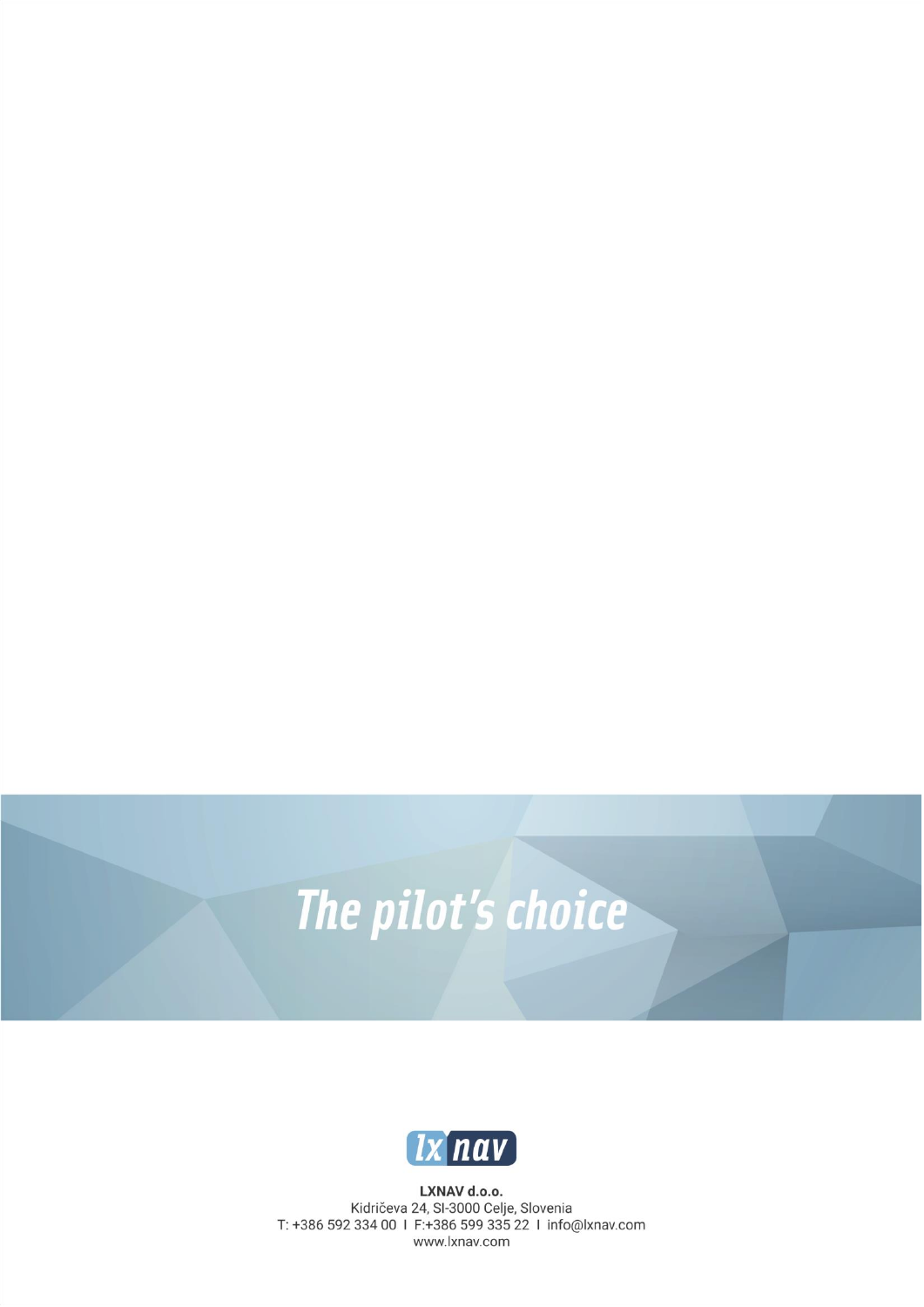*The pilot's choice*

lx nav

**LXNAV d.o.o.**
Kidričeva 24, SI-3000 Celje, Slovenia
T: +386 592 334 00 I F:+386 599 335 22 I info@lxnav.com
www.lxnav.com